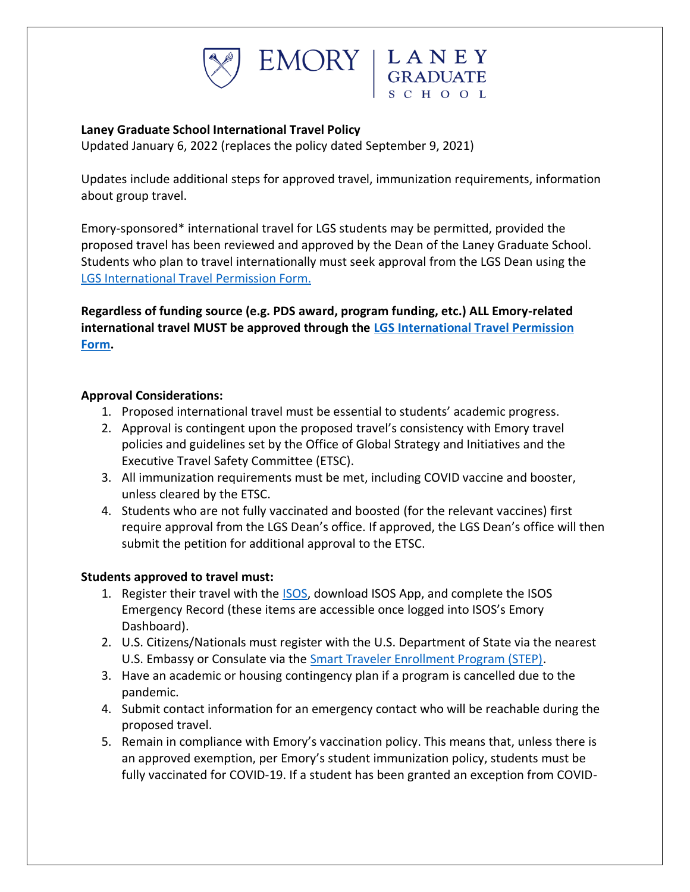**Laney Graduate School International Travel Policy**
Updated January 6, 2022 (replaces the policy dated September 9, 2021)

Updates include additional steps for approved travel, immunization requirements, information about group travel.

Emory-sponsored* international travel for LGS students may be permitted, provided the proposed travel has been reviewed and approved by the Dean of the Laney Graduate School. Students who plan to travel internationally must seek approval from the LGS Dean using the [LGS International Travel Permission Form.](#)

**Regardless of funding source (e.g. PDS award, program funding, etc.) ALL Emory-related international travel MUST be approved through the [LGS International Travel Permission Form](#).**

**Approval Considerations:**

1. Proposed international travel must be essential to students' academic progress.
2. Approval is contingent upon the proposed travel's consistency with Emory travel policies and guidelines set by the Office of Global Strategy and Initiatives and the Executive Travel Safety Committee (ETSC).
3. All immunization requirements must be met, including COVID vaccine and booster, unless cleared by the ETSC.
4. Students who are not fully vaccinated and boosted (for the relevant vaccines) first require approval from the LGS Dean's office. If approved, the LGS Dean's office will then submit the petition for additional approval to the ETSC.

**Students approved to travel must:**

1. Register their travel with the [ISOS](#), download ISOS App, and complete the ISOS Emergency Record (these items are accessible once logged into ISOS's Emory Dashboard).
2. U.S. Citizens/Nationals must register with the U.S. Department of State via the nearest U.S. Embassy or Consulate via the [Smart Traveler Enrollment Program (STEP)](#).
3. Have an academic or housing contingency plan if a program is cancelled due to the pandemic.
4. Submit contact information for an emergency contact who will be reachable during the proposed travel.
5. Remain in compliance with Emory's vaccination policy. This means that, unless there is an approved exemption, per Emory's student immunization policy, students must be fully vaccinated for COVID-19. If a student has been granted an exception from COVID-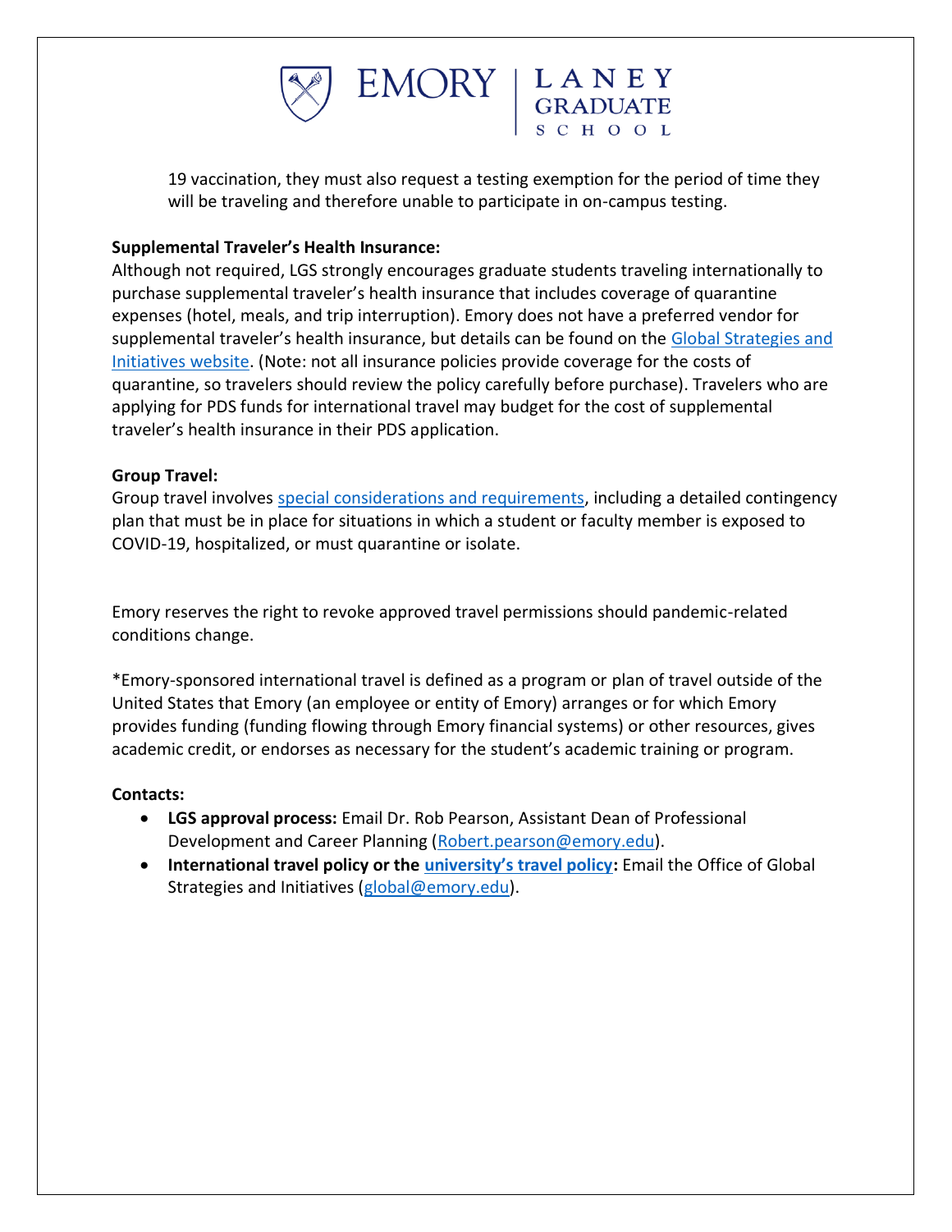19 vaccination, they must also request a testing exemption for the period of time they will be traveling and therefore unable to participate in on-campus testing.

**Supplemental Traveler's Health Insurance:**
Although not required, LGS strongly encourages graduate students traveling internationally to purchase supplemental traveler's health insurance that includes coverage of quarantine expenses (hotel, meals, and trip interruption). Emory does not have a preferred vendor for supplemental traveler's health insurance, but details can be found on the Global Strategies and Initiatives website. (Note: not all insurance policies provide coverage for the costs of quarantine, so travelers should review the policy carefully before purchase). Travelers who are applying for PDS funds for international travel may budget for the cost of supplemental traveler's health insurance in their PDS application.

**Group Travel:**
Group travel involves special considerations and requirements, including a detailed contingency plan that must be in place for situations in which a student or faculty member is exposed to COVID-19, hospitalized, or must quarantine or isolate.

Emory reserves the right to revoke approved travel permissions should pandemic-related conditions change.

*Emory-sponsored international travel is defined as a program or plan of travel outside of the United States that Emory (an employee or entity of Emory) arranges or for which Emory provides funding (funding flowing through Emory financial systems) or other resources, gives academic credit, or endorses as necessary for the student's academic training or program.

**Contacts:**
- **LGS approval process:** Email Dr. Rob Pearson, Assistant Dean of Professional Development and Career Planning (Robert.pearson@emory.edu).
- **International travel policy or the university's travel policy:** Email the Office of Global Strategies and Initiatives (global@emory.edu).